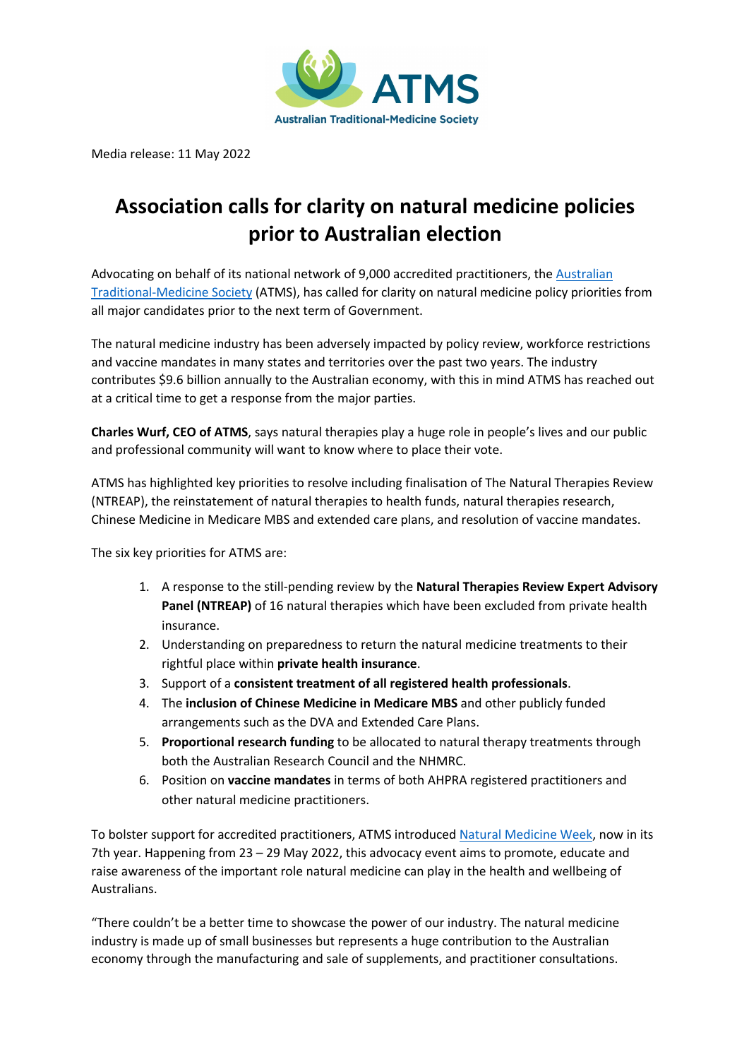ATMS

Australian Traditional-Medicine Society

Media release: 11 May 2022

# Association calls for clarity on natural medicine policies prior to Australian election

Advocating on behalf of its national network of 9,000 accredited practitioners, the Australian Traditional-Medicine Society (ATMS), has called for clarity on natural medicine policy priorities from all major candidates prior to the next term of Government.

The natural medicine industry has been adversely impacted by policy review, workforce restrictions and vaccine mandates in many states and territories over the past two years. The industry contributes $9.6 billion annually to the Australian economy, with this in mind ATMS has reached out at a critical time to get a response from the major parties.

**Charles Wurf, CEO of ATMS**, says natural therapies play a huge role in people's lives and our public and professional community will want to know where to place their vote.

ATMS has highlighted key priorities to resolve including finalisation of The Natural Therapies Review (NTREAP), the reinstatement of natural therapies to health funds, natural therapies research, Chinese Medicine in Medicare MBS and extended care plans, and resolution of vaccine mandates.

The six key priorities for ATMS are:

1. A response to the still-pending review by the **Natural Therapies Review Expert Advisory Panel (NTREAP)** of 16 natural therapies which have been excluded from private health insurance.
2. Understanding on preparedness to return the natural medicine treatments to their rightful place within **private health insurance**.
3. Support of a **consistent treatment of all registered health professionals**.
4. The **inclusion of Chinese Medicine in Medicare MBS** and other publicly funded arrangements such as the DVA and Extended Care Plans.
5. **Proportional research funding** to be allocated to natural therapy treatments through both the Australian Research Council and the NHMRC.
6. Position on **vaccine mandates** in terms of both AHPRA registered practitioners and other natural medicine practitioners.

To bolster support for accredited practitioners, ATMS introduced Natural Medicine Week, now in its 7th year. Happening from 23 – 29 May 2022, this advocacy event aims to promote, educate and raise awareness of the important role natural medicine can play in the health and wellbeing of Australians.

"There couldn't be a better time to showcase the power of our industry. The natural medicine industry is made up of small businesses but represents a huge contribution to the Australian economy through the manufacturing and sale of supplements, and practitioner consultations.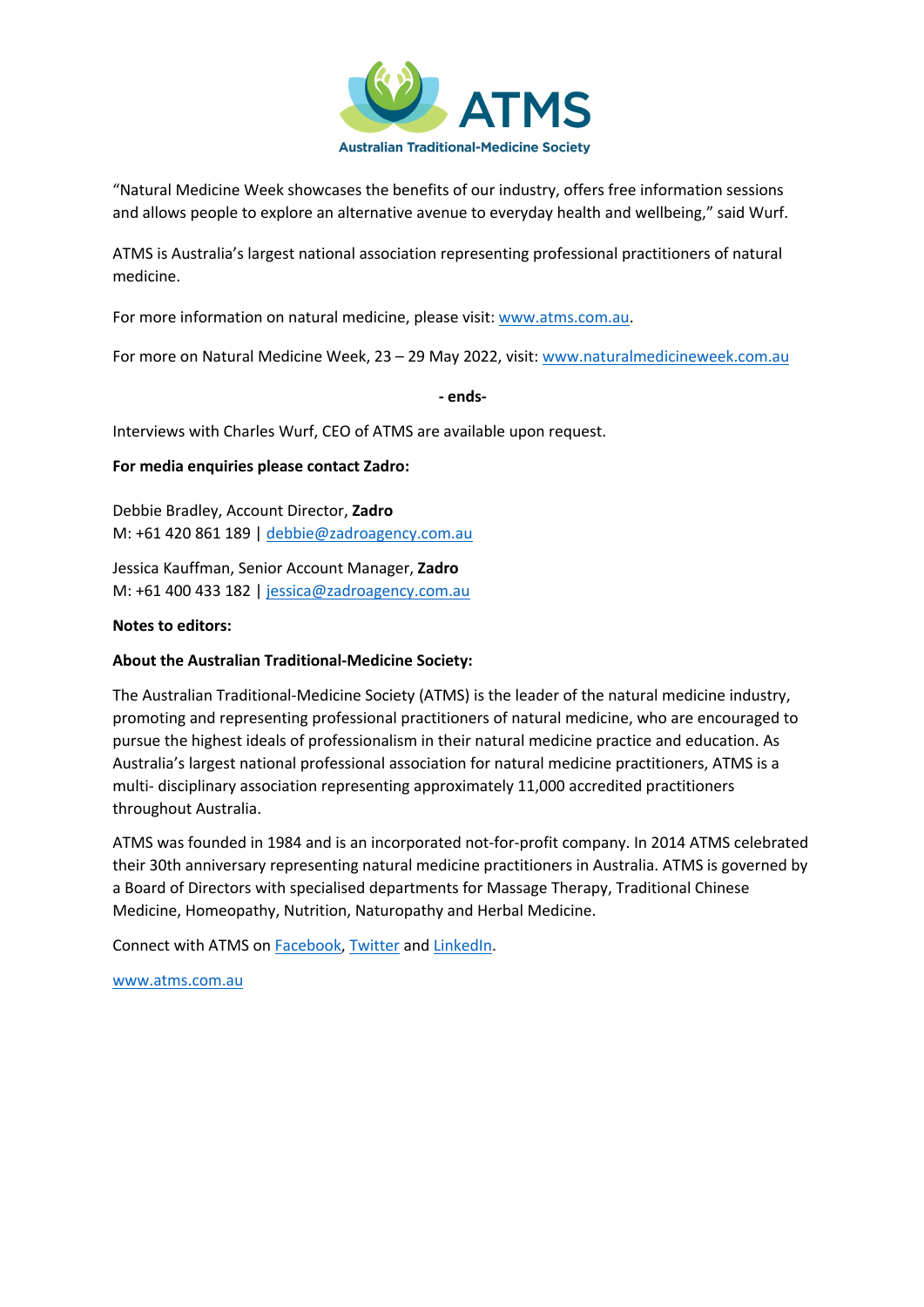"Natural Medicine Week showcases the benefits of our industry, offers free information sessions and allows people to explore an alternative avenue to everyday health and wellbeing," said Wurf.

ATMS is Australia's largest national association representing professional practitioners of natural medicine.

For more information on natural medicine, please visit: [www.atms.com.au](http://www.atms.com.au).

For more on Natural Medicine Week, 23 – 29 May 2022, visit: [www.naturalmedicineweek.com.au](http://www.naturalmedicineweek.com.au)

**- ends-**

Interviews with Charles Wurf, CEO of ATMS are available upon request.

**For media enquiries please contact Zadro:**

Debbie Bradley, Account Director, **Zadro**
M: +61 420 861 189 | [debbie@zadroagency.com.au](mailto:debbie@zadroagency.com.au)

Jessica Kauffman, Senior Account Manager, **Zadro**
M: +61 400 433 182 | [jessica@zadroagency.com.au](mailto:jessica@zadroagency.com.au)

**Notes to editors:**

**About the Australian Traditional-Medicine Society:**

The Australian Traditional-Medicine Society (ATMS) is the leader of the natural medicine industry, promoting and representing professional practitioners of natural medicine, who are encouraged to pursue the highest ideals of professionalism in their natural medicine practice and education. As Australia's largest national professional association for natural medicine practitioners, ATMS is a multi- disciplinary association representing approximately 11,000 accredited practitioners throughout Australia.

ATMS was founded in 1984 and is an incorporated not-for-profit company. In 2014 ATMS celebrated their 30th anniversary representing natural medicine practitioners in Australia. ATMS is governed by a Board of Directors with specialised departments for Massage Therapy, Traditional Chinese Medicine, Homeopathy, Nutrition, Naturopathy and Herbal Medicine.

Connect with ATMS on Facebook, Twitter and LinkedIn.

[www.atms.com.au](http://www.atms.com.au)